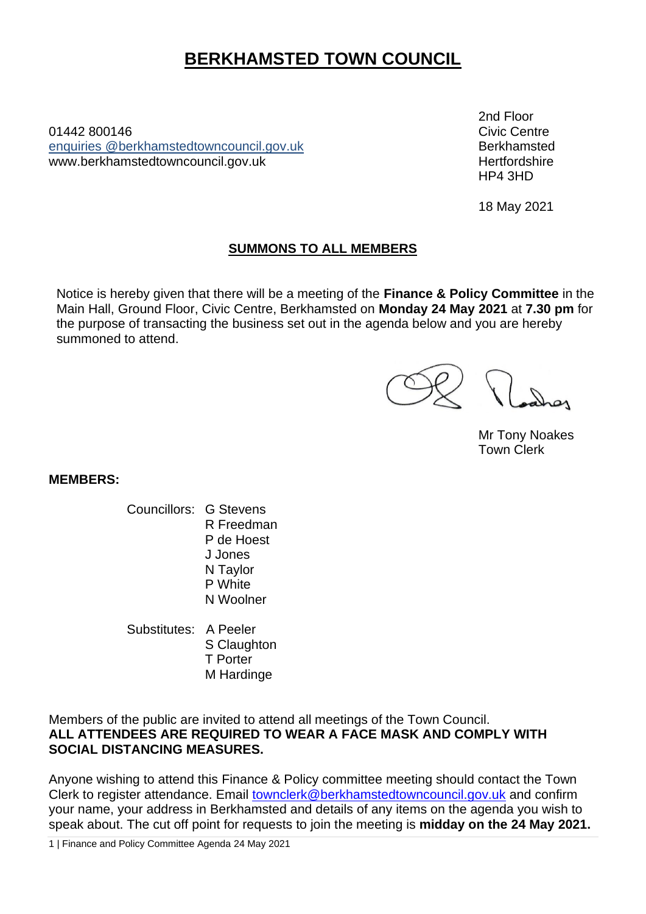# BERKHAMSTED TOWN COUNCIL

01442 800146
enquiries @berkhamstedtowncouncil.gov.uk
www.berkhamstedtowncouncil.gov.uk

2nd Floor
Civic Centre
Berkhamsted
Hertfordshire
HP4 3HD

18 May 2021

## SUMMONS TO ALL MEMBERS

Notice is hereby given that there will be a meeting of the **Finance & Policy Committee** in the Main Hall, Ground Floor, Civic Centre, Berkhamsted on **Monday 24 May 2021** at **7.30 pm** for the purpose of transacting the business set out in the agenda below and you are hereby summoned to attend.

Mr Tony Noakes
Town Clerk

**MEMBERS:**

Councillors:
- G Stevens
- R Freedman
- P de Hoest
- J Jones
- N Taylor
- P White
- N Woolner

Substitutes:
- A Peeler
- S Claughton
- T Porter
- M Hardinge

Members of the public are invited to attend all meetings of the Town Council.
**ALL ATTENDEES ARE REQUIRED TO WEAR A FACE MASK AND COMPLY WITH SOCIAL DISTANCING MEASURES.**

Anyone wishing to attend this Finance & Policy committee meeting should contact the Town Clerk to register attendance. Email townclerk@berkhamstedtowncouncil.gov.uk and confirm your name, your address in Berkhamsted and details of any items on the agenda you wish to speak about. The cut off point for requests to join the meeting is **midday on the 24 May 2021.**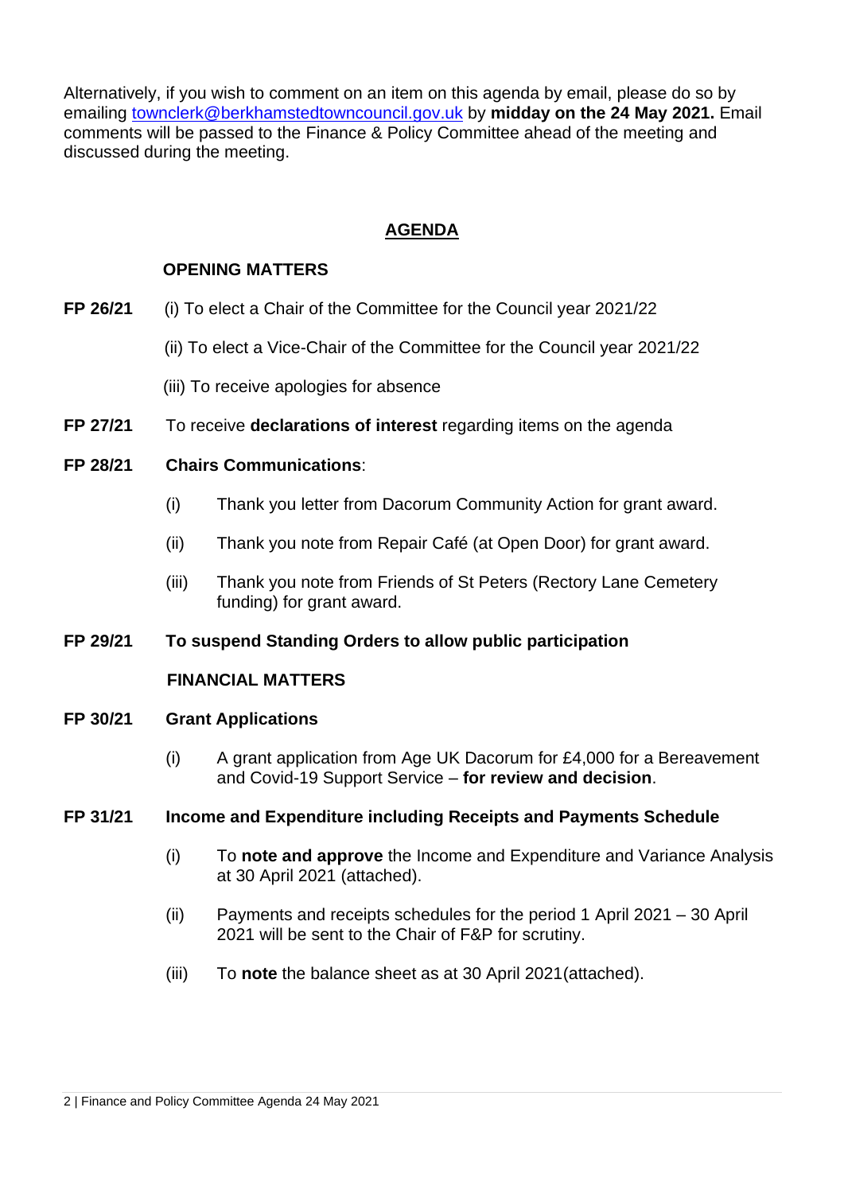Alternatively, if you wish to comment on an item on this agenda by email, please do so by emailing [townclerk@berkhamstedtowncouncil.gov.uk](mailto:townclerk@berkhamstedtowncouncil.gov.uk) by **midday on the 24 May 2021.** Email comments will be passed to the Finance & Policy Committee ahead of the meeting and discussed during the meeting.

## AGENDA

### OPENING MATTERS

**FP 26/21** (i) To elect a Chair of the Committee for the Council year 2021/22

(ii) To elect a Vice-Chair of the Committee for the Council year 2021/22

(iii) To receive apologies for absence

**FP 27/21** To receive **declarations of interest** regarding items on the agenda

**FP 28/21 Chairs Communications**:

- (i) Thank you letter from Dacorum Community Action for grant award.
- (ii) Thank you note from Repair Café (at Open Door) for grant award.
- (iii) Thank you note from Friends of St Peters (Rectory Lane Cemetery funding) for grant award.

**FP 29/21 To suspend Standing Orders to allow public participation**

### FINANCIAL MATTERS

**FP 30/21 Grant Applications**

- (i) A grant application from Age UK Dacorum for £4,000 for a Bereavement and Covid-19 Support Service – **for review and decision**.

**FP 31/21 Income and Expenditure including Receipts and Payments Schedule**

- (i) To **note and approve** the Income and Expenditure and Variance Analysis at 30 April 2021 (attached).
- (ii) Payments and receipts schedules for the period 1 April 2021 – 30 April 2021 will be sent to the Chair of F&P for scrutiny.
- (iii) To **note** the balance sheet as at 30 April 2021(attached).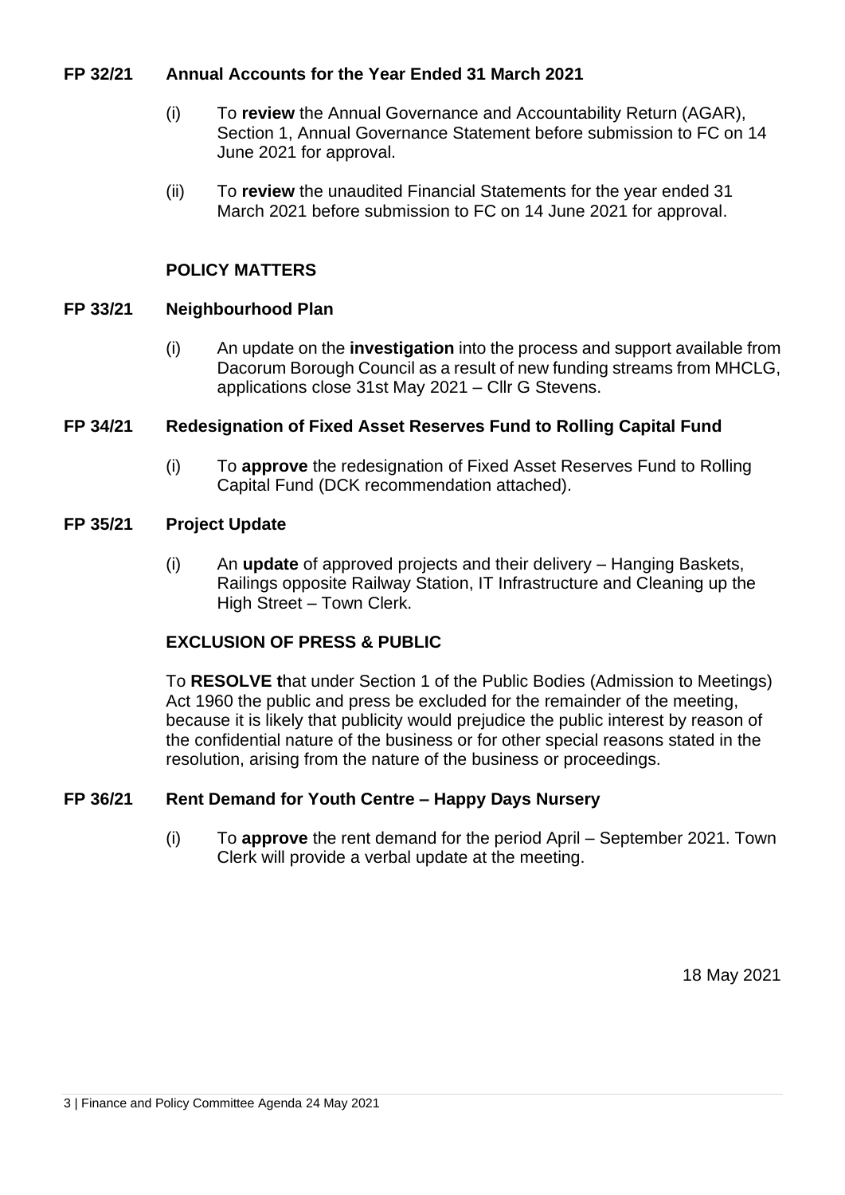**FP 32/21 Annual Accounts for the Year Ended 31 March 2021**

(i) To **review** the Annual Governance and Accountability Return (AGAR), Section 1, Annual Governance Statement before submission to FC on 14 June 2021 for approval.

(ii) To **review** the unaudited Financial Statements for the year ended 31 March 2021 before submission to FC on 14 June 2021 for approval.

**POLICY MATTERS**

**FP 33/21 Neighbourhood Plan**

(i) An update on the **investigation** into the process and support available from Dacorum Borough Council as a result of new funding streams from MHCLG, applications close 31st May 2021 – Cllr G Stevens.

**FP 34/21 Redesignation of Fixed Asset Reserves Fund to Rolling Capital Fund**

(i) To **approve** the redesignation of Fixed Asset Reserves Fund to Rolling Capital Fund (DCK recommendation attached).

**FP 35/21 Project Update**

(i) An **update** of approved projects and their delivery – Hanging Baskets, Railings opposite Railway Station, IT Infrastructure and Cleaning up the High Street – Town Clerk.

**EXCLUSION OF PRESS & PUBLIC**

To **RESOLVE t**hat under Section 1 of the Public Bodies (Admission to Meetings) Act 1960 the public and press be excluded for the remainder of the meeting, because it is likely that publicity would prejudice the public interest by reason of the confidential nature of the business or for other special reasons stated in the resolution, arising from the nature of the business or proceedings.

**FP 36/21 Rent Demand for Youth Centre – Happy Days Nursery**

(i) To **approve** the rent demand for the period April – September 2021. Town Clerk will provide a verbal update at the meeting.

18 May 2021